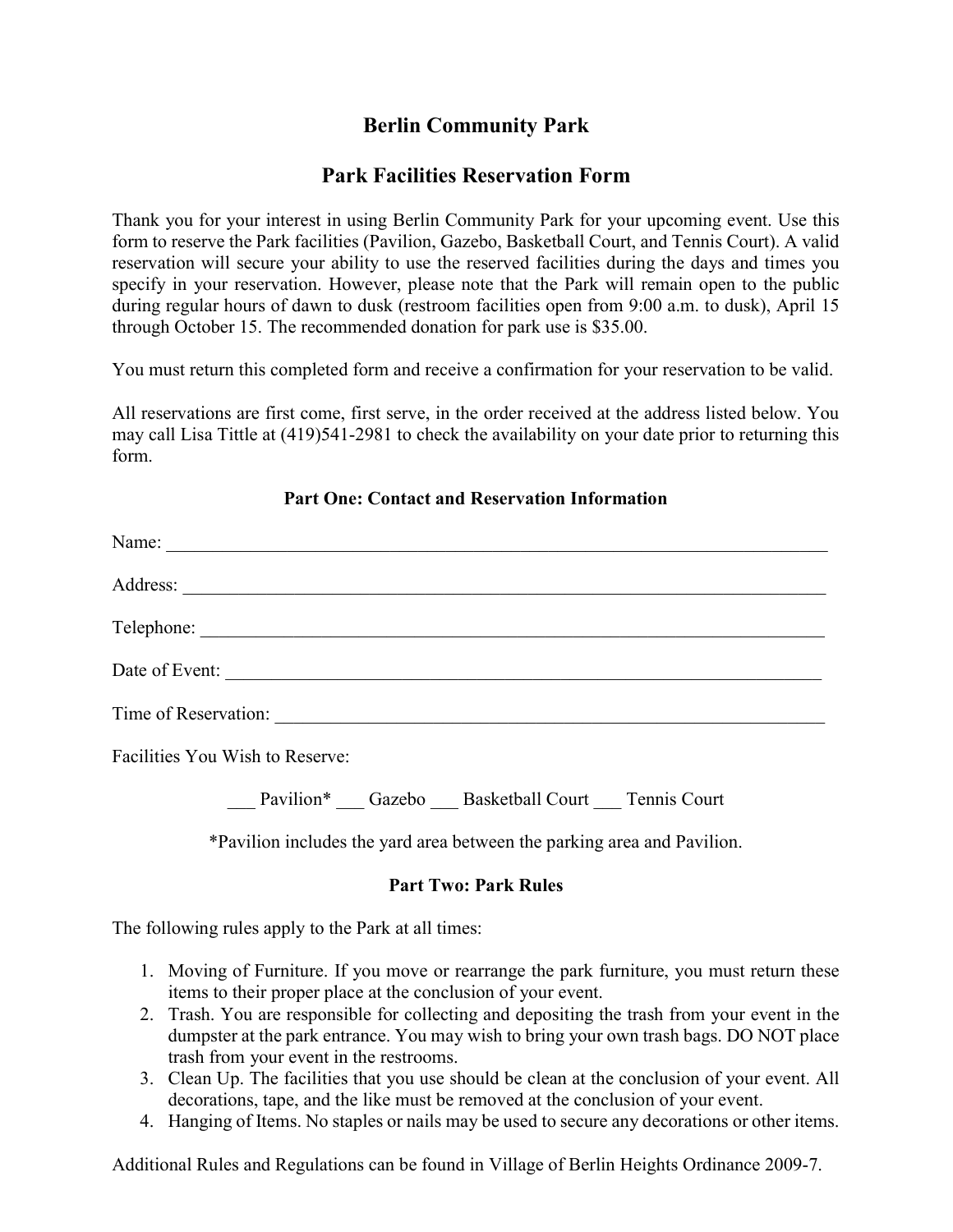# Berlin Community Park

## Park Facilities Reservation Form

Thank you for your interest in using Berlin Community Park for your upcoming event. Use this form to reserve the Park facilities (Pavilion, Gazebo, Basketball Court, and Tennis Court). A valid reservation will secure your ability to use the reserved facilities during the days and times you specify in your reservation. However, please note that the Park will remain open to the public during regular hours of dawn to dusk (restroom facilities open from 9:00 a.m. to dusk), April 15 through October 15. The recommended donation for park use is $35.00.

You must return this completed form and receive a confirmation for your reservation to be valid.

All reservations are first come, first serve, in the order received at the address listed below. You may call Lisa Tittle at (419)541-2981 to check the availability on your date prior to returning this form.

### Part One: Contact and Reservation Information

Name: ___________________________________________________________________________

Address: _________________________________________________________________________

Telephone: _______________________________________________________________________

Date of Event: _____________________________________________________________________

Time of Reservation: ________________________________________________________________

Facilities You Wish to Reserve:

___ Pavilion* ___ Gazebo ___ Basketball Court ___ Tennis Court

*Pavilion includes the yard area between the parking area and Pavilion.

### Part Two: Park Rules

The following rules apply to the Park at all times:

1. Moving of Furniture. If you move or rearrange the park furniture, you must return these items to their proper place at the conclusion of your event.
2. Trash. You are responsible for collecting and depositing the trash from your event in the dumpster at the park entrance. You may wish to bring your own trash bags. DO NOT place trash from your event in the restrooms.
3. Clean Up. The facilities that you use should be clean at the conclusion of your event. All decorations, tape, and the like must be removed at the conclusion of your event.
4. Hanging of Items. No staples or nails may be used to secure any decorations or other items.

Additional Rules and Regulations can be found in Village of Berlin Heights Ordinance 2009-7.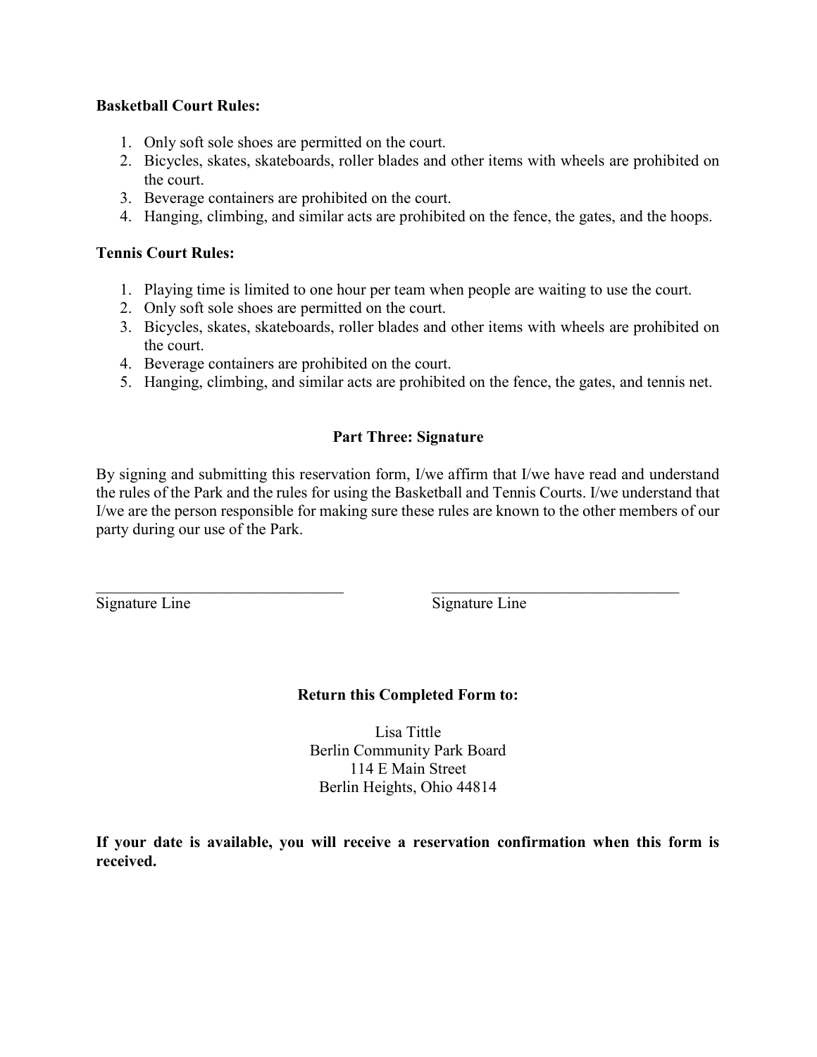**Basketball Court Rules:**

1. Only soft sole shoes are permitted on the court.
2. Bicycles, skates, skateboards, roller blades and other items with wheels are prohibited on the court.
3. Beverage containers are prohibited on the court.
4. Hanging, climbing, and similar acts are prohibited on the fence, the gates, and the hoops.

**Tennis Court Rules:**

1. Playing time is limited to one hour per team when people are waiting to use the court.
2. Only soft sole shoes are permitted on the court.
3. Bicycles, skates, skateboards, roller blades and other items with wheels are prohibited on the court.
4. Beverage containers are prohibited on the court.
5. Hanging, climbing, and similar acts are prohibited on the fence, the gates, and tennis net.

## Part Three: Signature

By signing and submitting this reservation form, I/we affirm that I/we have read and understand the rules of the Park and the rules for using the Basketball and Tennis Courts. I/we understand that I/we are the person responsible for making sure these rules are known to the other members of our party during our use of the Park.

\_\_\_\_\_\_\_\_\_\_\_\_\_\_\_\_\_\_\_\_\_\_\_\_\_\_\_\_\_\_\_\_
Signature Line

\_\_\_\_\_\_\_\_\_\_\_\_\_\_\_\_\_\_\_\_\_\_\_\_\_\_\_\_\_\_\_\_
Signature Line

**Return this Completed Form to:**

Lisa Tittle
Berlin Community Park Board
114 E Main Street
Berlin Heights, Ohio 44814

**If your date is available, you will receive a reservation confirmation when this form is received.**